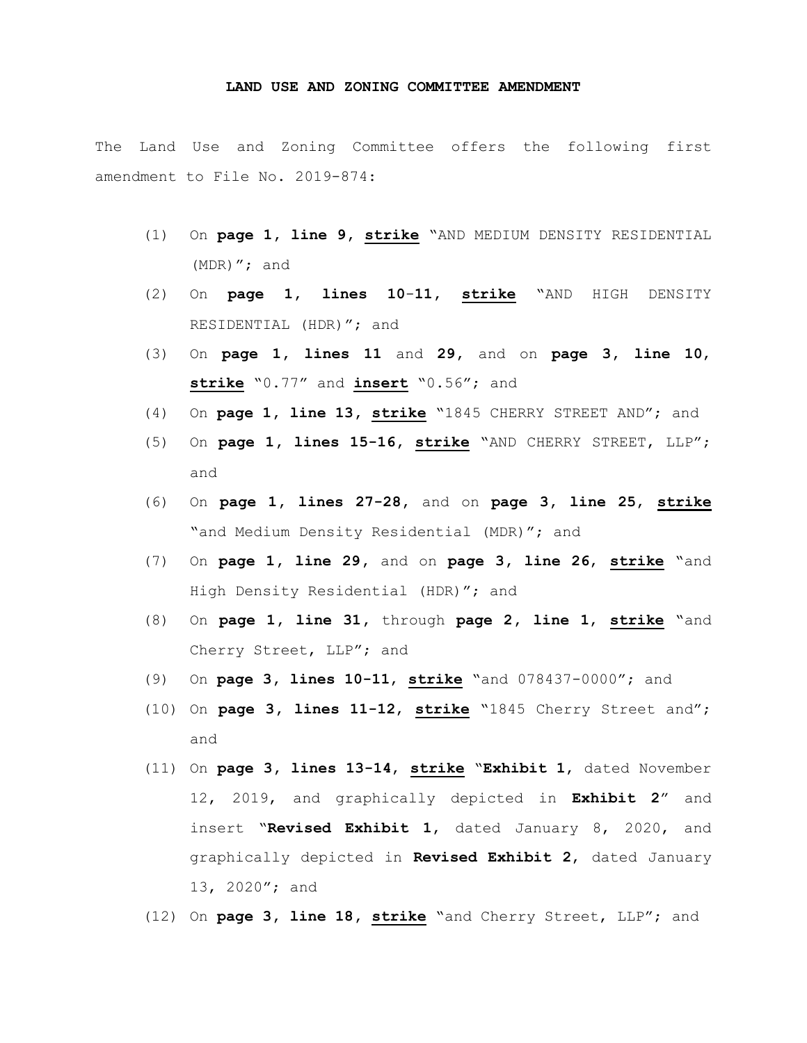**LAND USE AND ZONING COMMITTEE AMENDMENT**

The Land Use and Zoning Committee offers the following first amendment to File No. 2019-874:

(1) On **page 1, line 9, <u>strike</u>** "AND MEDIUM DENSITY RESIDENTIAL (MDR)"; and

(2) On **page 1, lines 10-11, <u>strike</u>** "AND HIGH DENSITY RESIDENTIAL (HDR)"; and

(3) On **page 1, lines 11** and **29**, and on **page 3, line 10, <u>strike</u>** "0.77" and **<u>insert</u>** "0.56"; and

(4) On **page 1, line 13, <u>strike</u>** "1845 CHERRY STREET AND"; and

(5) On **page 1, lines 15-16, <u>strike</u>** "AND CHERRY STREET, LLP"; and

(6) On **page 1, lines 27-28,** and on **page 3, line 25, <u>strike</u>** "and Medium Density Residential (MDR)"; and

(7) On **page 1, line 29,** and on **page 3, line 26, <u>strike</u>** "and High Density Residential (HDR)"; and

(8) On **page 1, line 31,** through **page 2, line 1, <u>strike</u>** "and Cherry Street, LLP"; and

(9) On **page 3, lines 10-11, <u>strike</u>** "and 078437-0000"; and

(10) On **page 3, lines 11-12, <u>strike</u>** "1845 Cherry Street and"; and

(11) On **page 3, lines 13-14, <u>strike</u>** "**Exhibit 1**, dated November 12, 2019, and graphically depicted in **Exhibit 2**" and insert "**Revised Exhibit 1**, dated January 8, 2020, and graphically depicted in **Revised Exhibit 2**, dated January 13, 2020"; and

(12) On **page 3, line 18, <u>strike</u>** "and Cherry Street, LLP"; and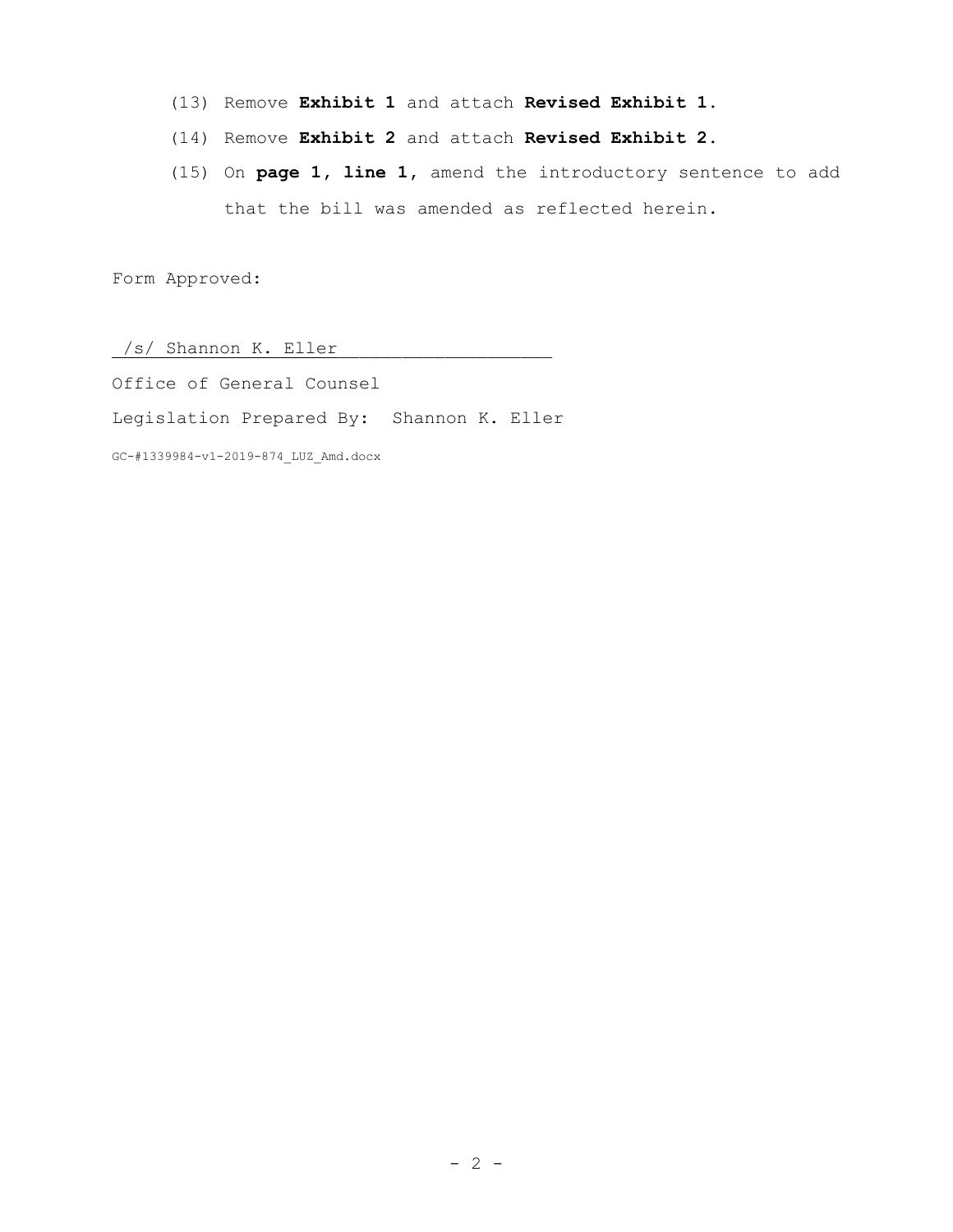(13) Remove **Exhibit 1** and attach **Revised Exhibit 1**.

(14) Remove **Exhibit 2** and attach **Revised Exhibit 2**.

(15) On **page 1, line 1**, amend the introductory sentence to add that the bill was amended as reflected herein.

Form Approved:

/s/ Shannon K. Eller

Office of General Counsel

Legislation Prepared By: Shannon K. Eller

GC-#1339984-v1-2019-874_LUZ_Amd.docx